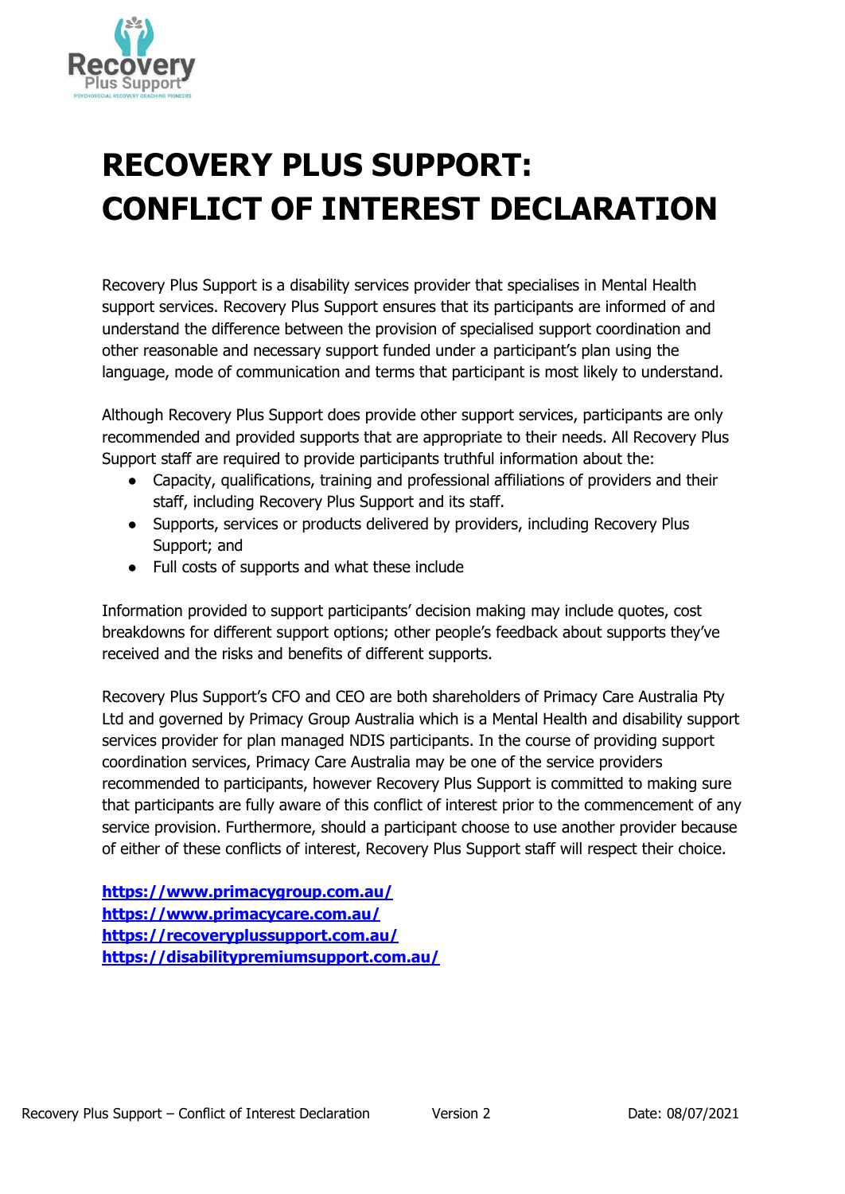# RECOVERY PLUS SUPPORT: CONFLICT OF INTEREST DECLARATION

Recovery Plus Support is a disability services provider that specialises in Mental Health support services. Recovery Plus Support ensures that its participants are informed of and understand the difference between the provision of specialised support coordination and other reasonable and necessary support funded under a participant's plan using the language, mode of communication and terms that participant is most likely to understand.

Although Recovery Plus Support does provide other support services, participants are only recommended and provided supports that are appropriate to their needs. All Recovery Plus Support staff are required to provide participants truthful information about the:

- Capacity, qualifications, training and professional affiliations of providers and their staff, including Recovery Plus Support and its staff.
- Supports, services or products delivered by providers, including Recovery Plus Support; and
- Full costs of supports and what these include

Information provided to support participants' decision making may include quotes, cost breakdowns for different support options; other people's feedback about supports they've received and the risks and benefits of different supports.

Recovery Plus Support's CFO and CEO are both shareholders of Primacy Care Australia Pty Ltd and governed by Primacy Group Australia which is a Mental Health and disability support services provider for plan managed NDIS participants. In the course of providing support coordination services, Primacy Care Australia may be one of the service providers recommended to participants, however Recovery Plus Support is committed to making sure that participants are fully aware of this conflict of interest prior to the commencement of any service provision. Furthermore, should a participant choose to use another provider because of either of these conflicts of interest, Recovery Plus Support staff will respect their choice.

**https://www.primacygroup.com.au/**
**https://www.primacycare.com.au/**
**https://recoveryplussupport.com.au/**
**https://disabilitypremiumsupport.com.au/**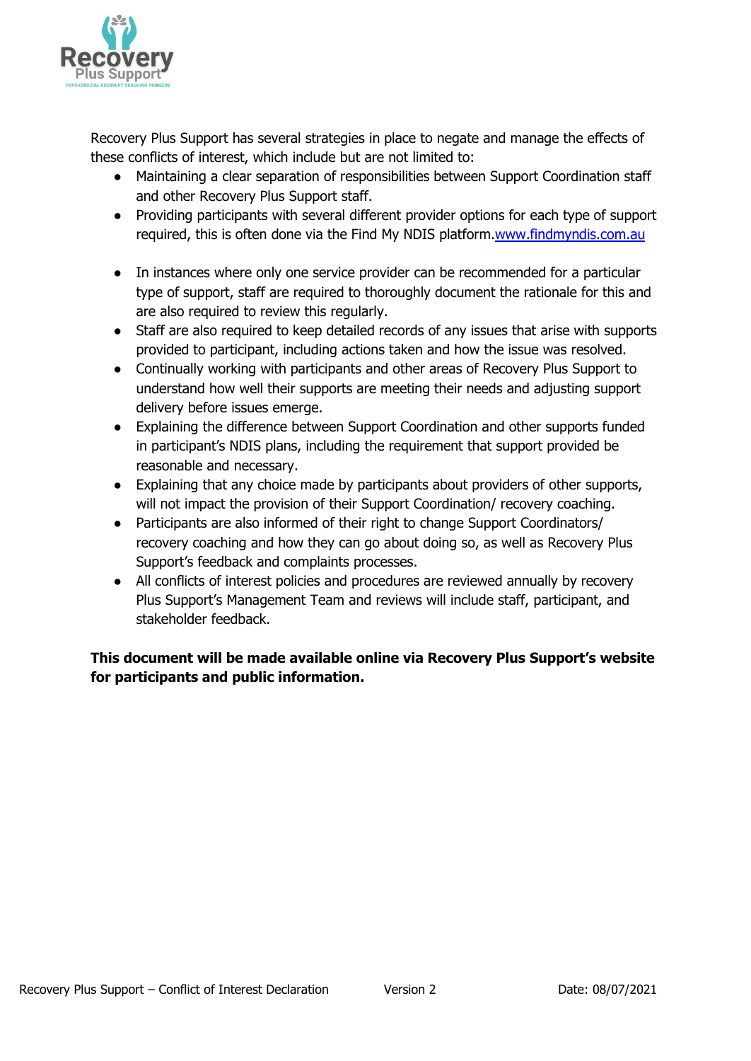Recovery Plus Support has several strategies in place to negate and manage the effects of these conflicts of interest, which include but are not limited to:

- Maintaining a clear separation of responsibilities between Support Coordination staff and other Recovery Plus Support staff.
- Providing participants with several different provider options for each type of support required, this is often done via the Find My NDIS platform.[www.findmyndis.com.au](www.findmyndis.com.au)
- In instances where only one service provider can be recommended for a particular type of support, staff are required to thoroughly document the rationale for this and are also required to review this regularly.
- Staff are also required to keep detailed records of any issues that arise with supports provided to participant, including actions taken and how the issue was resolved.
- Continually working with participants and other areas of Recovery Plus Support to understand how well their supports are meeting their needs and adjusting support delivery before issues emerge.
- Explaining the difference between Support Coordination and other supports funded in participant's NDIS plans, including the requirement that support provided be reasonable and necessary.
- Explaining that any choice made by participants about providers of other supports, will not impact the provision of their Support Coordination/ recovery coaching.
- Participants are also informed of their right to change Support Coordinators/ recovery coaching and how they can go about doing so, as well as Recovery Plus Support's feedback and complaints processes.
- All conflicts of interest policies and procedures are reviewed annually by recovery Plus Support's Management Team and reviews will include staff, participant, and stakeholder feedback.

**This document will be made available online via Recovery Plus Support's website for participants and public information.**